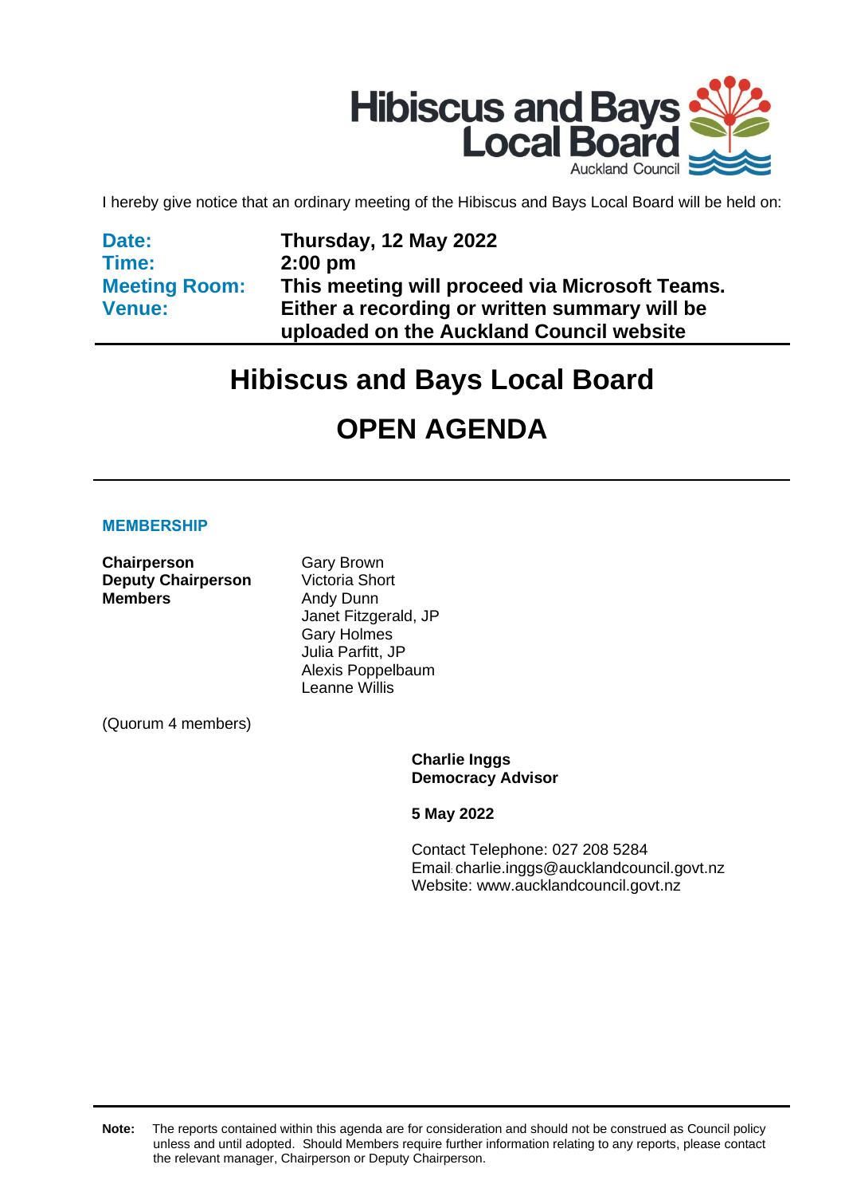Hibiscus and Bays Local Board
Auckland Council

I hereby give notice that an ordinary meeting of the Hibiscus and Bays Local Board will be held on:

| | |
|---|---|
| **Date:** | **Thursday, 12 May 2022** |
| **Time:** | **2:00 pm** |
| **Meeting Room:** | **This meeting will proceed via Microsoft Teams.** |
| **Venue:** | **Either a recording or written summary will be uploaded on the Auckland Council website** |

# Hibiscus and Bays Local Board

# OPEN AGENDA

## MEMBERSHIP

| | |
|---|---|
| **Chairperson** | Gary Brown |
| **Deputy Chairperson** | Victoria Short |
| **Members** | Andy Dunn |
| | Janet Fitzgerald, JP |
| | Gary Holmes |
| | Julia Parfitt, JP |
| | Alexis Poppelbaum |
| | Leanne Willis |

(Quorum 4 members)

**Charlie Inggs**
**Democracy Advisor**

**5 May 2022**

Contact Telephone: 027 208 5284
Email: charlie.inggs@aucklandcouncil.govt.nz
Website: www.aucklandcouncil.govt.nz

**Note:** The reports contained within this agenda are for consideration and should not be construed as Council policy unless and until adopted. Should Members require further information relating to any reports, please contact the relevant manager, Chairperson or Deputy Chairperson.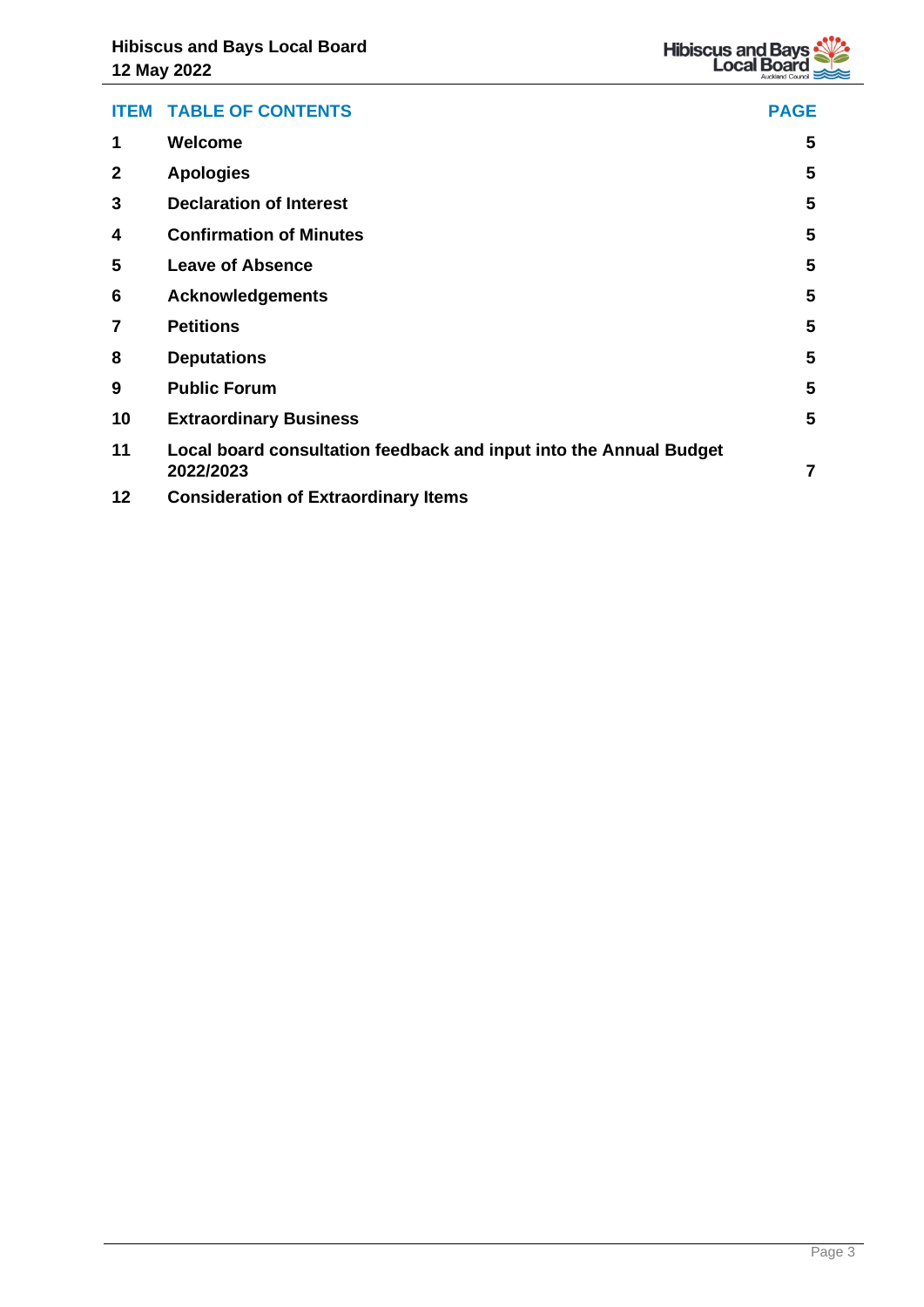| ITEM | TABLE OF CONTENTS | PAGE |
| --- | --- | --- |
| 1 | **Welcome** | 5 |
| 2 | **Apologies** | 5 |
| 3 | **Declaration of Interest** | 5 |
| 4 | **Confirmation of Minutes** | 5 |
| 5 | **Leave of Absence** | 5 |
| 6 | **Acknowledgements** | 5 |
| 7 | **Petitions** | 5 |
| 8 | **Deputations** | 5 |
| 9 | **Public Forum** | 5 |
| 10 | **Extraordinary Business** | 5 |
| 11 | **Local board consultation feedback and input into the Annual Budget 2022/2023** | 7 |
| 12 | **Consideration of Extraordinary Items** | |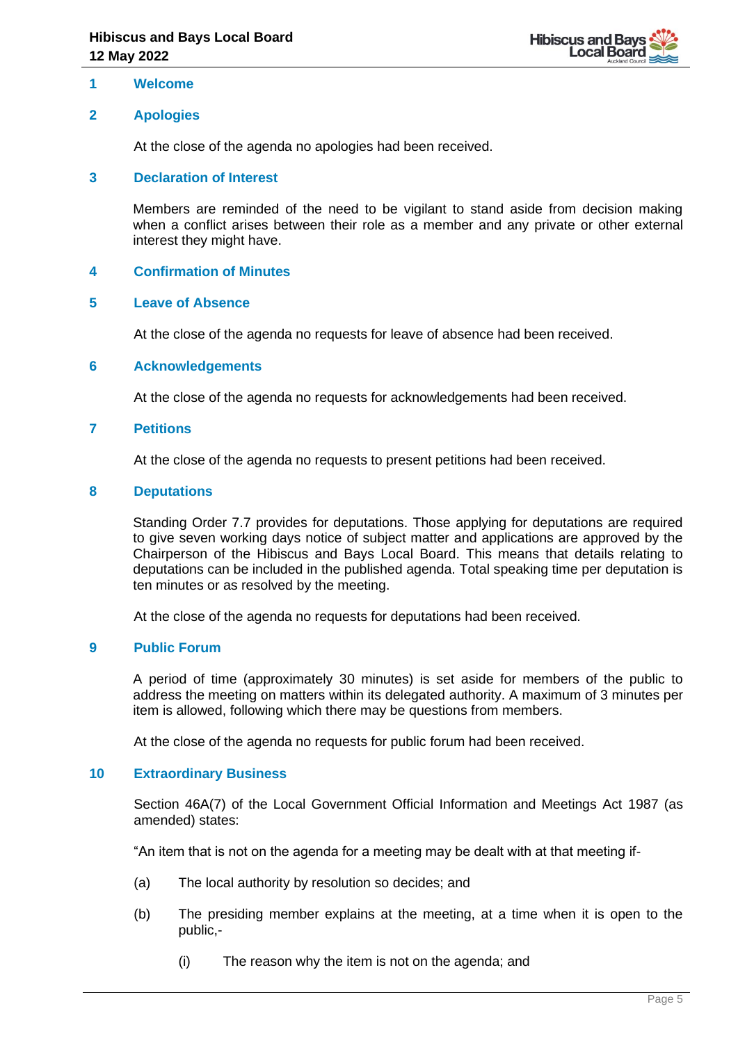## 1 Welcome

## 2 Apologies

At the close of the agenda no apologies had been received.

## 3 Declaration of Interest

Members are reminded of the need to be vigilant to stand aside from decision making when a conflict arises between their role as a member and any private or other external interest they might have.

## 4 Confirmation of Minutes

## 5 Leave of Absence

At the close of the agenda no requests for leave of absence had been received.

## 6 Acknowledgements

At the close of the agenda no requests for acknowledgements had been received.

## 7 Petitions

At the close of the agenda no requests to present petitions had been received.

## 8 Deputations

Standing Order 7.7 provides for deputations. Those applying for deputations are required to give seven working days notice of subject matter and applications are approved by the Chairperson of the Hibiscus and Bays Local Board. This means that details relating to deputations can be included in the published agenda. Total speaking time per deputation is ten minutes or as resolved by the meeting.

At the close of the agenda no requests for deputations had been received.

## 9 Public Forum

A period of time (approximately 30 minutes) is set aside for members of the public to address the meeting on matters within its delegated authority. A maximum of 3 minutes per item is allowed, following which there may be questions from members.

At the close of the agenda no requests for public forum had been received.

## 10 Extraordinary Business

Section 46A(7) of the Local Government Official Information and Meetings Act 1987 (as amended) states:

"An item that is not on the agenda for a meeting may be dealt with at that meeting if-

(a) The local authority by resolution so decides; and

(b) The presiding member explains at the meeting, at a time when it is open to the public,-

    (i) The reason why the item is not on the agenda; and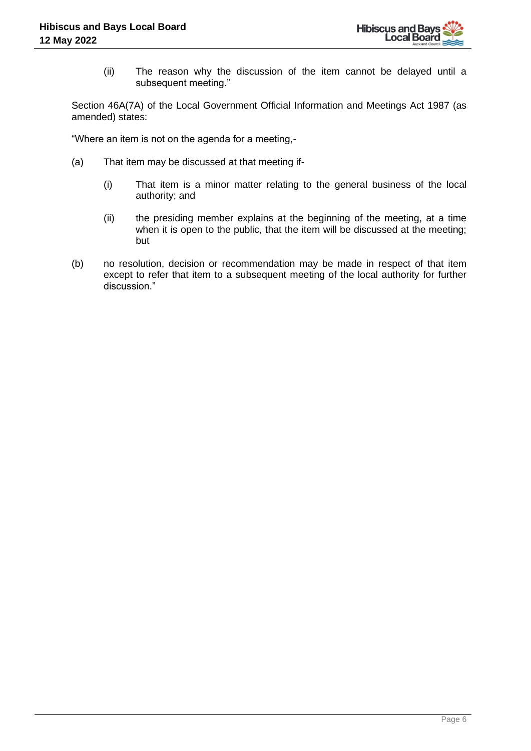(ii) The reason why the discussion of the item cannot be delayed until a subsequent meeting."

Section 46A(7A) of the Local Government Official Information and Meetings Act 1987 (as amended) states:

"Where an item is not on the agenda for a meeting,-

(a) That item may be discussed at that meeting if-

    (i) That item is a minor matter relating to the general business of the local authority; and

    (ii) the presiding member explains at the beginning of the meeting, at a time when it is open to the public, that the item will be discussed at the meeting; but

(b) no resolution, decision or recommendation may be made in respect of that item except to refer that item to a subsequent meeting of the local authority for further discussion."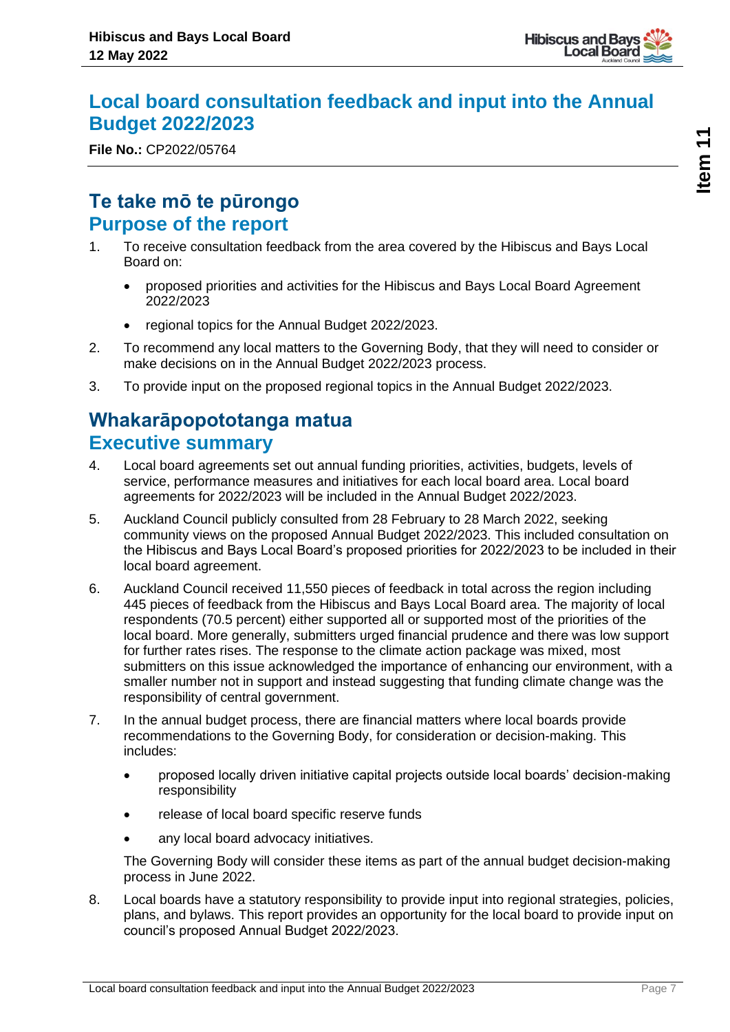# Local board consultation feedback and input into the Annual Budget 2022/2023

**File No.:** CP2022/05764

## Te take mō te pūrongo
## Purpose of the report

1. To receive consultation feedback from the area covered by the Hibiscus and Bays Local Board on:
   - proposed priorities and activities for the Hibiscus and Bays Local Board Agreement 2022/2023
   - regional topics for the Annual Budget 2022/2023.
2. To recommend any local matters to the Governing Body, that they will need to consider or make decisions on in the Annual Budget 2022/2023 process.
3. To provide input on the proposed regional topics in the Annual Budget 2022/2023.

## Whakarāpopototanga matua
## Executive summary

4. Local board agreements set out annual funding priorities, activities, budgets, levels of service, performance measures and initiatives for each local board area. Local board agreements for 2022/2023 will be included in the Annual Budget 2022/2023.
5. Auckland Council publicly consulted from 28 February to 28 March 2022, seeking community views on the proposed Annual Budget 2022/2023. This included consultation on the Hibiscus and Bays Local Board's proposed priorities for 2022/2023 to be included in their local board agreement.
6. Auckland Council received 11,550 pieces of feedback in total across the region including 445 pieces of feedback from the Hibiscus and Bays Local Board area. The majority of local respondents (70.5 percent) either supported all or supported most of the priorities of the local board. More generally, submitters urged financial prudence and there was low support for further rates rises. The response to the climate action package was mixed, most submitters on this issue acknowledged the importance of enhancing our environment, with a smaller number not in support and instead suggesting that funding climate change was the responsibility of central government.
7. In the annual budget process, there are financial matters where local boards provide recommendations to the Governing Body, for consideration or decision-making. This includes:
   - proposed locally driven initiative capital projects outside local boards' decision-making responsibility
   - release of local board specific reserve funds
   - any local board advocacy initiatives.

   The Governing Body will consider these items as part of the annual budget decision-making process in June 2022.
8. Local boards have a statutory responsibility to provide input into regional strategies, policies, plans, and bylaws. This report provides an opportunity for the local board to provide input on council's proposed Annual Budget 2022/2023.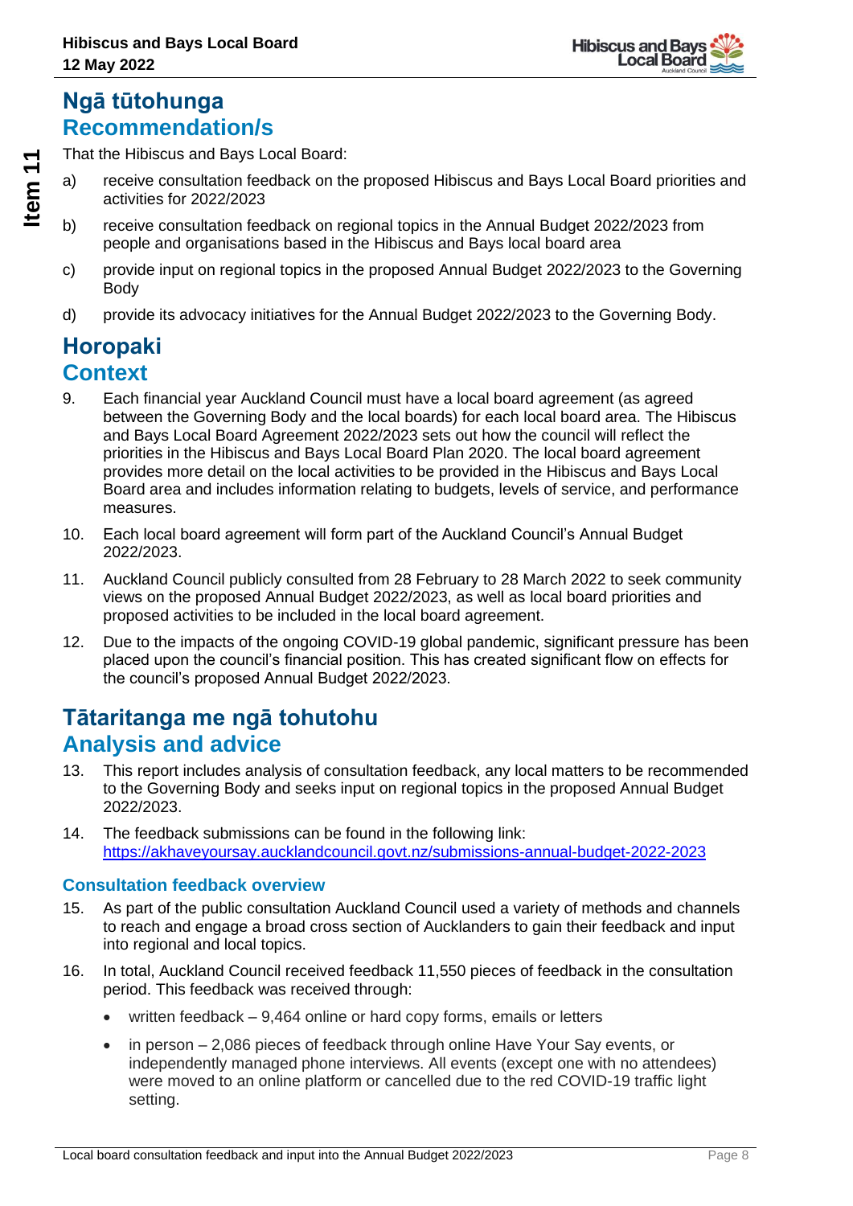# Ngā tūtohunga
# Recommendation/s

That the Hibiscus and Bays Local Board:

a) receive consultation feedback on the proposed Hibiscus and Bays Local Board priorities and activities for 2022/2023

b) receive consultation feedback on regional topics in the Annual Budget 2022/2023 from people and organisations based in the Hibiscus and Bays local board area

c) provide input on regional topics in the proposed Annual Budget 2022/2023 to the Governing Body

d) provide its advocacy initiatives for the Annual Budget 2022/2023 to the Governing Body.

# Horopaki
# Context

9. Each financial year Auckland Council must have a local board agreement (as agreed between the Governing Body and the local boards) for each local board area. The Hibiscus and Bays Local Board Agreement 2022/2023 sets out how the council will reflect the priorities in the Hibiscus and Bays Local Board Plan 2020. The local board agreement provides more detail on the local activities to be provided in the Hibiscus and Bays Local Board area and includes information relating to budgets, levels of service, and performance measures.

10. Each local board agreement will form part of the Auckland Council's Annual Budget 2022/2023.

11. Auckland Council publicly consulted from 28 February to 28 March 2022 to seek community views on the proposed Annual Budget 2022/2023, as well as local board priorities and proposed activities to be included in the local board agreement.

12. Due to the impacts of the ongoing COVID-19 global pandemic, significant pressure has been placed upon the council's financial position. This has created significant flow on effects for the council's proposed Annual Budget 2022/2023.

# Tātaritanga me ngā tohutohu
# Analysis and advice

13. This report includes analysis of consultation feedback, any local matters to be recommended to the Governing Body and seeks input on regional topics in the proposed Annual Budget 2022/2023.

14. The feedback submissions can be found in the following link: https://akhaveyoursay.aucklandcouncil.govt.nz/submissions-annual-budget-2022-2023

### Consultation feedback overview

15. As part of the public consultation Auckland Council used a variety of methods and channels to reach and engage a broad cross section of Aucklanders to gain their feedback and input into regional and local topics.

16. In total, Auckland Council received feedback 11,550 pieces of feedback in the consultation period. This feedback was received through:

- written feedback – 9,464 online or hard copy forms, emails or letters
- in person – 2,086 pieces of feedback through online Have Your Say events, or independently managed phone interviews. All events (except one with no attendees) were moved to an online platform or cancelled due to the red COVID-19 traffic light setting.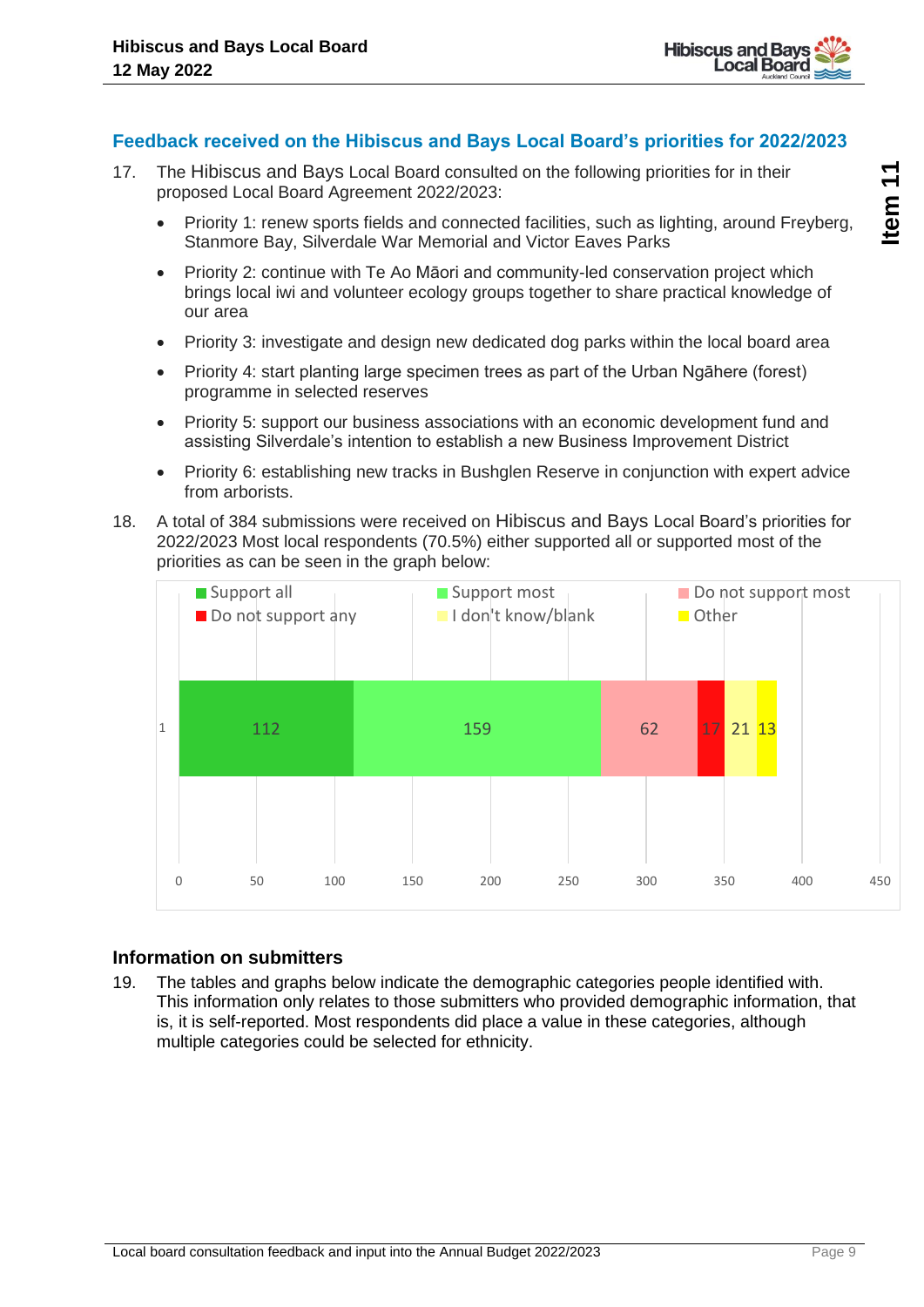## Feedback received on the Hibiscus and Bays Local Board's priorities for 2022/2023

17. The Hibiscus and Bays Local Board consulted on the following priorities for in their proposed Local Board Agreement 2022/2023:

    - Priority 1: renew sports fields and connected facilities, such as lighting, around Freyberg, Stanmore Bay, Silverdale War Memorial and Victor Eaves Parks
    - Priority 2: continue with Te Ao Māori and community-led conservation project which brings local iwi and volunteer ecology groups together to share practical knowledge of our area
    - Priority 3: investigate and design new dedicated dog parks within the local board area
    - Priority 4: start planting large specimen trees as part of the Urban Ngāhere (forest) programme in selected reserves
    - Priority 5: support our business associations with an economic development fund and assisting Silverdale's intention to establish a new Business Improvement District
    - Priority 6: establishing new tracks in Bushglen Reserve in conjunction with expert advice from arborists.

18. A total of 384 submissions were received on Hibiscus and Bays Local Board's priorities for 2022/2023 Most local respondents (70.5%) either supported all or supported most of the priorities as can be seen in the graph below:

| Support all | Support most | Do not support most | Do not support any | I don't know/blank | Other |
|---|---|---|---|---|---|
| 112 | 159 | 62 | 17 | 21 | 13 |

### Information on submitters

19. The tables and graphs below indicate the demographic categories people identified with. This information only relates to those submitters who provided demographic information, that is, it is self-reported. Most respondents did place a value in these categories, although multiple categories could be selected for ethnicity.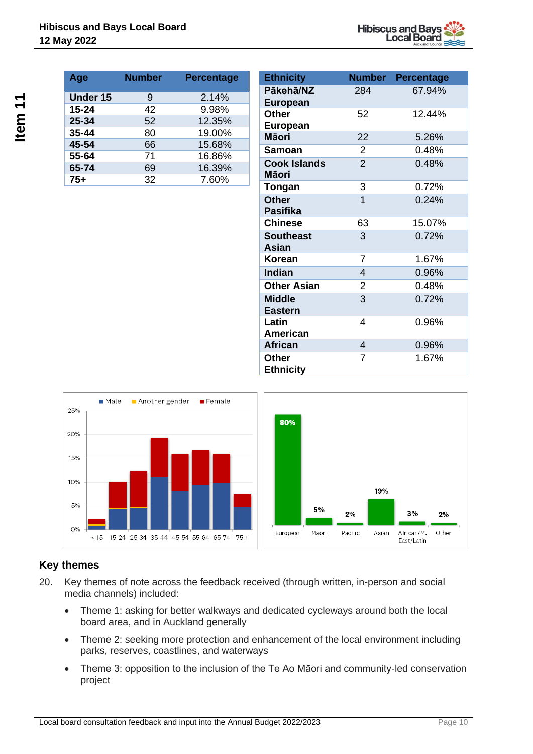| Age | Number | Percentage |
|---|---|---|
| Under 15 | 9 | 2.14% |
| 15-24 | 42 | 9.98% |
| 25-34 | 52 | 12.35% |
| 35-44 | 80 | 19.00% |
| 45-54 | 66 | 15.68% |
| 55-64 | 71 | 16.86% |
| 65-74 | 69 | 16.39% |
| 75+ | 32 | 7.60% |

| Ethnicity | Number | Percentage |
|---|---|---|
| Pākehā/NZ European | 284 | 67.94% |
| Other European | 52 | 12.44% |
| Māori | 22 | 5.26% |
| Samoan | 2 | 0.48% |
| Cook Islands Māori | 2 | 0.48% |
| Tongan | 3 | 0.72% |
| Other Pasifika | 1 | 0.24% |
| Chinese | 63 | 15.07% |
| Southeast Asian | 3 | 0.72% |
| Korean | 7 | 1.67% |
| Indian | 4 | 0.96% |
| Other Asian | 2 | 0.48% |
| Middle Eastern | 3 | 0.72% |
| Latin American | 4 | 0.96% |
| African | 4 | 0.96% |
| Other Ethnicity | 7 | 1.67% |

## Key themes

20. Key themes of note across the feedback received (through written, in-person and social media channels) included:

- Theme 1: asking for better walkways and dedicated cycleways around both the local board area, and in Auckland generally
- Theme 2: seeking more protection and enhancement of the local environment including parks, reserves, coastlines, and waterways
- Theme 3: opposition to the inclusion of the Te Ao Māori and community-led conservation project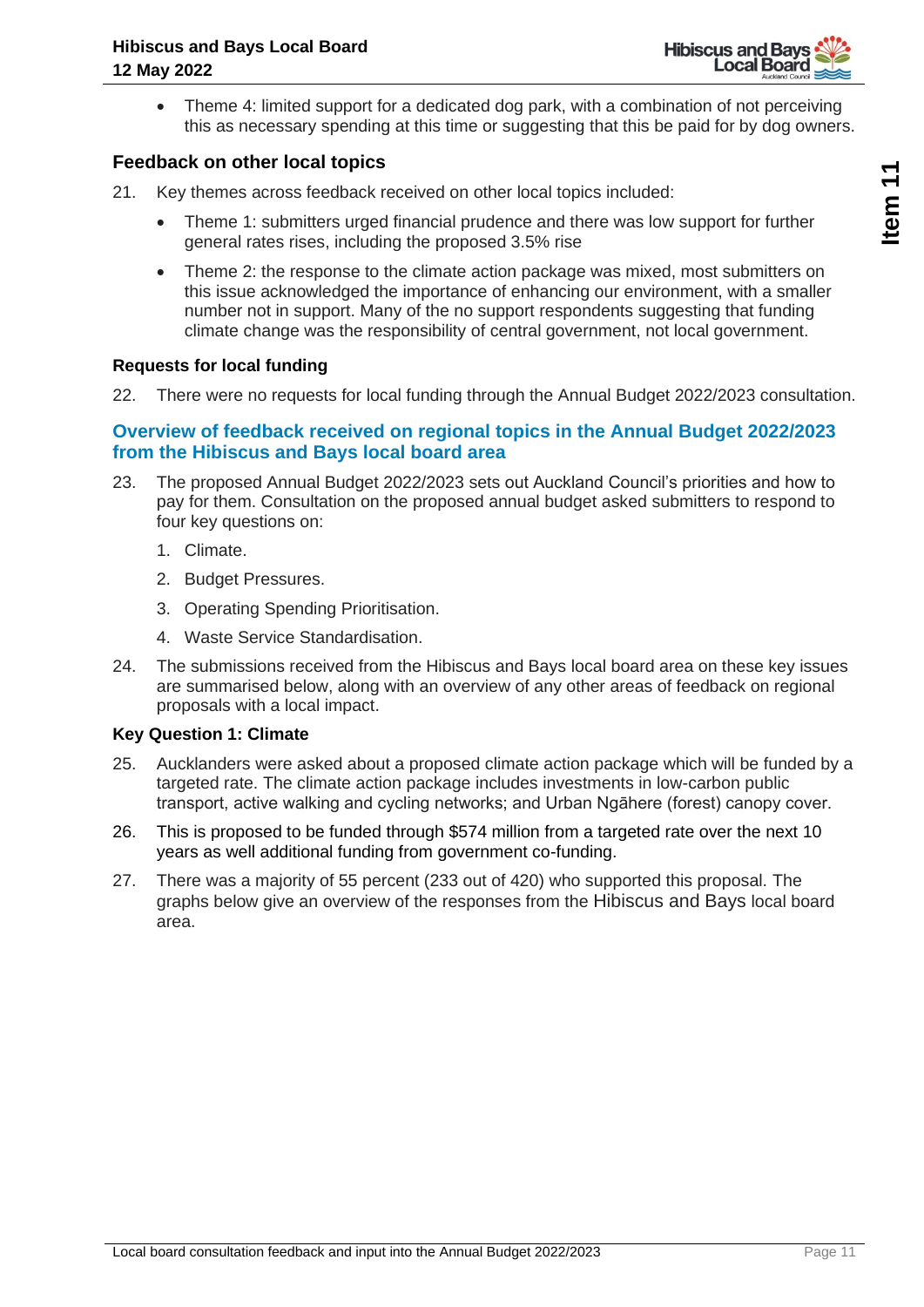- Theme 4: limited support for a dedicated dog park, with a combination of not perceiving this as necessary spending at this time or suggesting that this be paid for by dog owners.

### Feedback on other local topics

21. Key themes across feedback received on other local topics included:
    - Theme 1: submitters urged financial prudence and there was low support for further general rates rises, including the proposed 3.5% rise
    - Theme 2: the response to the climate action package was mixed, most submitters on this issue acknowledged the importance of enhancing our environment, with a smaller number not in support. Many of the no support respondents suggesting that funding climate change was the responsibility of central government, not local government.

#### Requests for local funding

22. There were no requests for local funding through the Annual Budget 2022/2023 consultation.

### Overview of feedback received on regional topics in the Annual Budget 2022/2023 from the Hibiscus and Bays local board area

23. The proposed Annual Budget 2022/2023 sets out Auckland Council's priorities and how to pay for them. Consultation on the proposed annual budget asked submitters to respond to four key questions on:
    1. Climate.
    2. Budget Pressures.
    3. Operating Spending Prioritisation.
    4. Waste Service Standardisation.
24. The submissions received from the Hibiscus and Bays local board area on these key issues are summarised below, along with an overview of any other areas of feedback on regional proposals with a local impact.

#### Key Question 1: Climate

25. Aucklanders were asked about a proposed climate action package which will be funded by a targeted rate. The climate action package includes investments in low-carbon public transport, active walking and cycling networks; and Urban Ngāhere (forest) canopy cover.
26. This is proposed to be funded through $574 million from a targeted rate over the next 10 years as well additional funding from government co-funding.
27. There was a majority of 55 percent (233 out of 420) who supported this proposal. The graphs below give an overview of the responses from the Hibiscus and Bays local board area.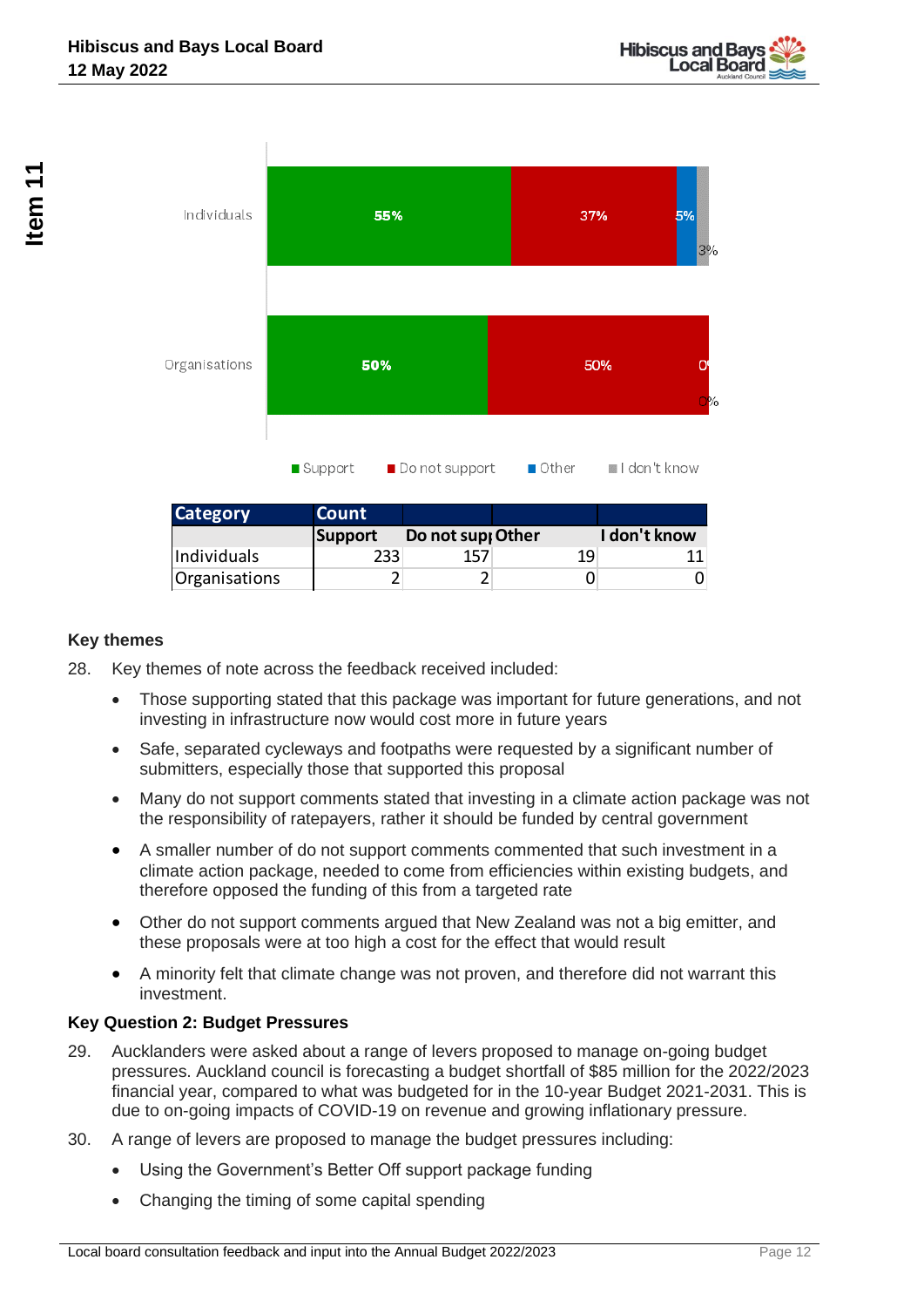| Category | Count | | | |
|---|---|---|---|---|
| | Support | Do not support | Other | I don't know |
| Individuals | 233 | 157 | 19 | 11 |
| Organisations | 2 | 2 | 0 | 0 |

### Key themes

28. Key themes of note across the feedback received included:

- Those supporting stated that this package was important for future generations, and not investing in infrastructure now would cost more in future years
- Safe, separated cycleways and footpaths were requested by a significant number of submitters, especially those that supported this proposal
- Many do not support comments stated that investing in a climate action package was not the responsibility of ratepayers, rather it should be funded by central government
- A smaller number of do not support comments commented that such investment in a climate action package, needed to come from efficiencies within existing budgets, and therefore opposed the funding of this from a targeted rate
- Other do not support comments argued that New Zealand was not a big emitter, and these proposals were at too high a cost for the effect that would result
- A minority felt that climate change was not proven, and therefore did not warrant this investment.

### Key Question 2: Budget Pressures

29. Aucklanders were asked about a range of levers proposed to manage on-going budget pressures. Auckland council is forecasting a budget shortfall of $85 million for the 2022/2023 financial year, compared to what was budgeted for in the 10-year Budget 2021-2031. This is due to on-going impacts of COVID-19 on revenue and growing inflationary pressure.

30. A range of levers are proposed to manage the budget pressures including:

- Using the Government's Better Off support package funding
- Changing the timing of some capital spending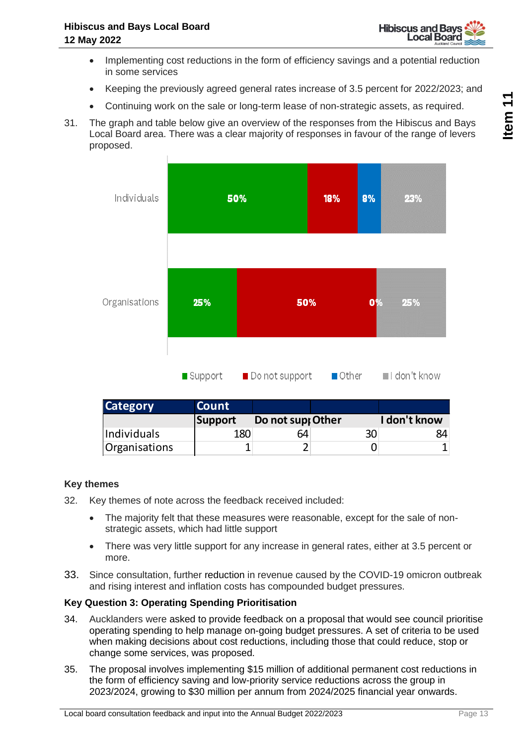- Implementing cost reductions in the form of efficiency savings and a potential reduction in some services
- Keeping the previously agreed general rates increase of 3.5 percent for 2022/2023; and
- Continuing work on the sale or long-term lease of non-strategic assets, as required.

31. The graph and table below give an overview of the responses from the Hibiscus and Bays Local Board area. There was a clear majority of responses in favour of the range of levers proposed.

| | Support | Do not support | Other | I don't know |
|---|---|---|---|---|
| Individuals | 50% | 18% | 8% | 23% |
| Organisations | 25% | 50% | 0% | 25% |

| Category | Count | | | |
|---|---|---|---|---|
| | Support | Do not sup| Other | I don't know |
| Individuals | 180 | 64 | 30 | 84 |
| Organisations | 1 | 2 | 0 | 1 |

### Key themes

32. Key themes of note across the feedback received included:
    - The majority felt that these measures were reasonable, except for the sale of non-strategic assets, which had little support
    - There was very little support for any increase in general rates, either at 3.5 percent or more.

33. Since consultation, further reduction in revenue caused by the COVID-19 omicron outbreak and rising interest and inflation costs has compounded budget pressures.

### Key Question 3: Operating Spending Prioritisation

34. Aucklanders were asked to provide feedback on a proposal that would see council prioritise operating spending to help manage on-going budget pressures. A set of criteria to be used when making decisions about cost reductions, including those that could reduce, stop or change some services, was proposed.

35. The proposal involves implementing $15 million of additional permanent cost reductions in the form of efficiency saving and low-priority service reductions across the group in 2023/2024, growing to $30 million per annum from 2024/2025 financial year onwards.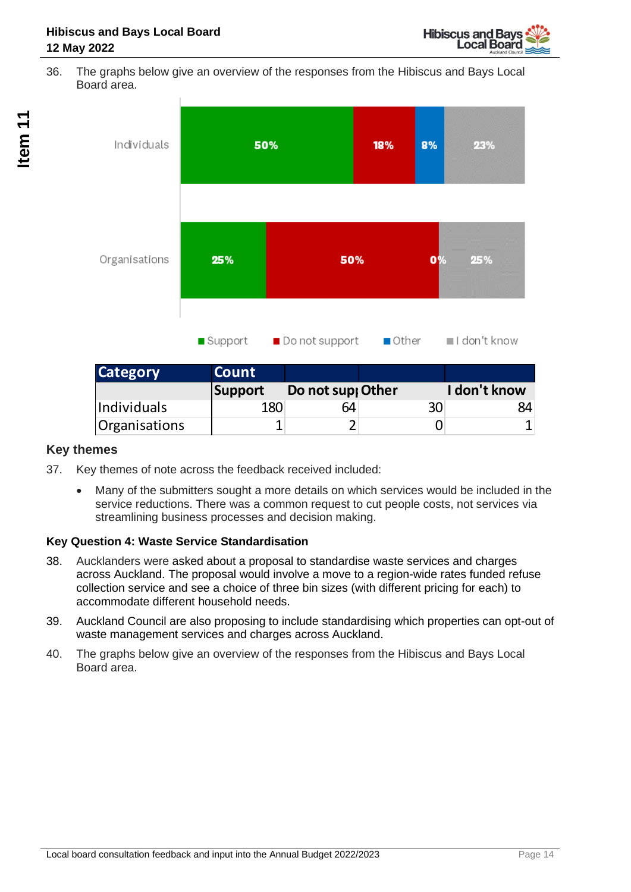36. The graphs below give an overview of the responses from the Hibiscus and Bays Local Board area.

| Category | Count | | | |
|---|---|---|---|---|
| | Support | Do not supp | Other | I don't know |
| Individuals | 180 | 64 | 30 | 84 |
| Organisations | 1 | 2 | 0 | 1 |

### Key themes

37. Key themes of note across the feedback received included:

    - Many of the submitters sought a more details on which services would be included in the service reductions. There was a common request to cut people costs, not services via streamlining business processes and decision making.

### Key Question 4: Waste Service Standardisation

38. Aucklanders were asked about a proposal to standardise waste services and charges across Auckland. The proposal would involve a move to a region-wide rates funded refuse collection service and see a choice of three bin sizes (with different pricing for each) to accommodate different household needs.

39. Auckland Council are also proposing to include standardising which properties can opt-out of waste management services and charges across Auckland.

40. The graphs below give an overview of the responses from the Hibiscus and Bays Local Board area.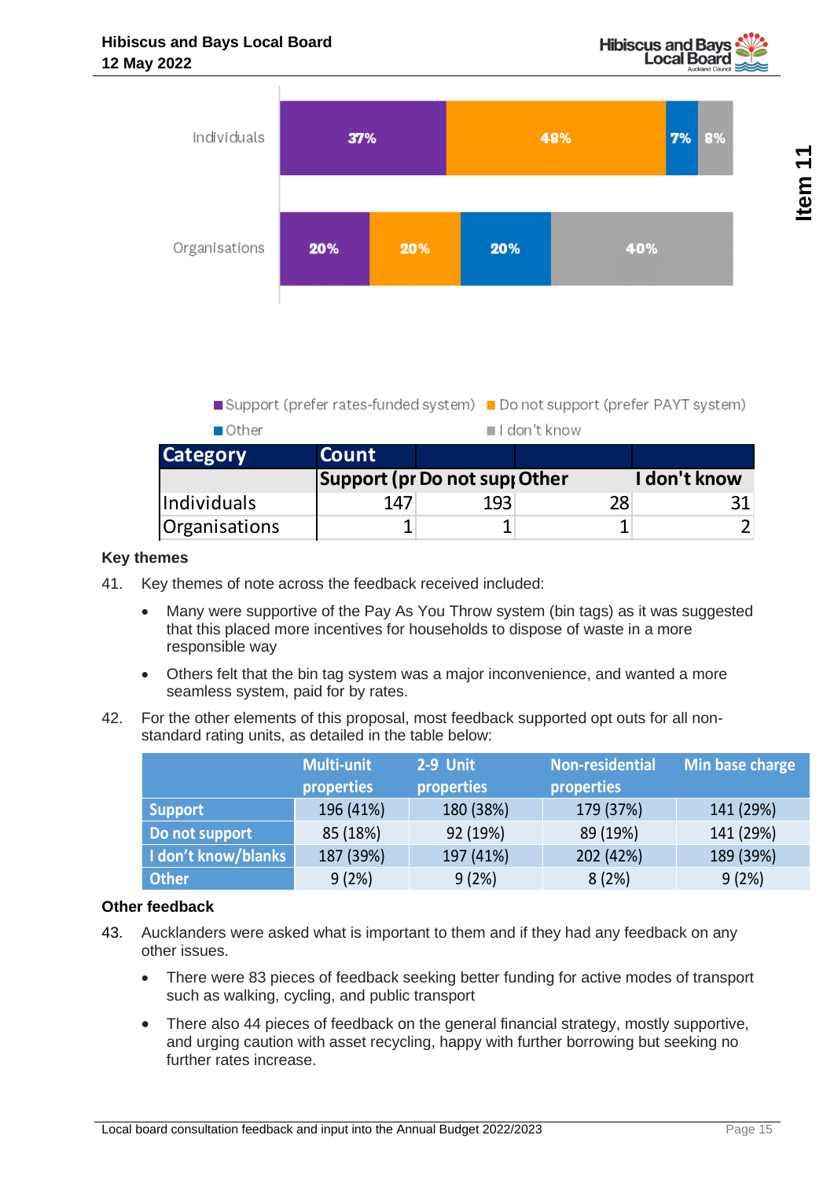Individuals: 37% | 48% | 7% | 8%

Organisations: 20% | 20% | 20% | 40%

■ Support (prefer rates-funded system) ■ Do not support (prefer PAYT system) ■ Other ■ I don't know

| Category | Count | | | |
|---|---|---|---|---|
| | Support (pr | Do not supp | Other | I don't know |
| Individuals | 147 | 193 | 28 | 31 |
| Organisations | 1 | 1 | 1 | 2 |

**Key themes**

41. Key themes of note across the feedback received included:

- Many were supportive of the Pay As You Throw system (bin tags) as it was suggested that this placed more incentives for households to dispose of waste in a more responsible way
- Others felt that the bin tag system was a major inconvenience, and wanted a more seamless system, paid for by rates.

42. For the other elements of this proposal, most feedback supported opt outs for all non-standard rating units, as detailed in the table below:

| | Multi-unit properties | 2-9 Unit properties | Non-residential properties | Min base charge |
|---|---|---|---|---|
| Support | 196 (41%) | 180 (38%) | 179 (37%) | 141 (29%) |
| Do not support | 85 (18%) | 92 (19%) | 89 (19%) | 141 (29%) |
| I don't know/blanks | 187 (39%) | 197 (41%) | 202 (42%) | 189 (39%) |
| Other | 9 (2%) | 9 (2%) | 8 (2%) | 9 (2%) |

**Other feedback**

43. Aucklanders were asked what is important to them and if they had any feedback on any other issues.

- There were 83 pieces of feedback seeking better funding for active modes of transport such as walking, cycling, and public transport
- There also 44 pieces of feedback on the general financial strategy, mostly supportive, and urging caution with asset recycling, happy with further borrowing but seeking no further rates increase.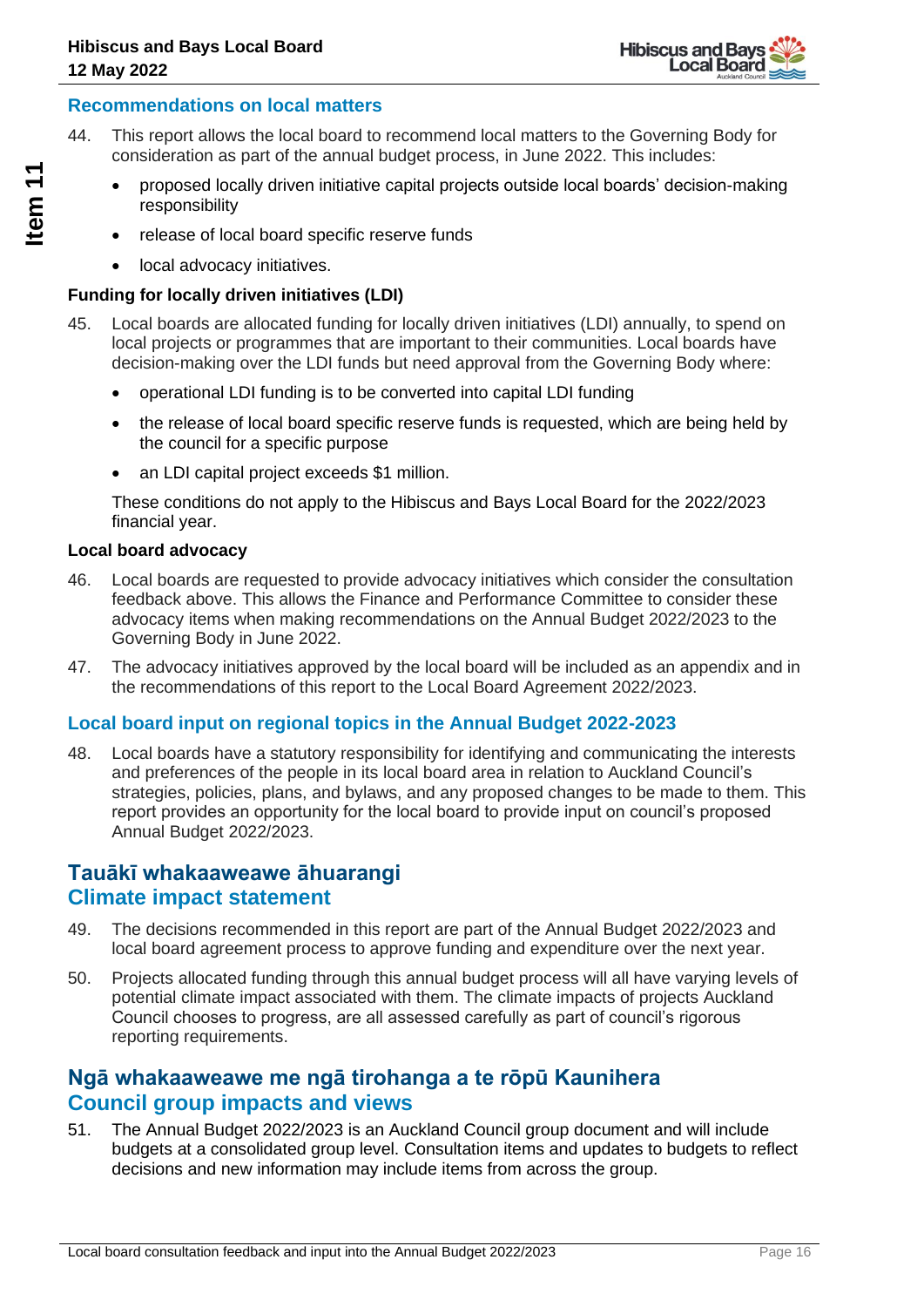## Recommendations on local matters

44. This report allows the local board to recommend local matters to the Governing Body for consideration as part of the annual budget process, in June 2022. This includes:
    - proposed locally driven initiative capital projects outside local boards' decision-making responsibility
    - release of local board specific reserve funds
    - local advocacy initiatives.

### Funding for locally driven initiatives (LDI)

45. Local boards are allocated funding for locally driven initiatives (LDI) annually, to spend on local projects or programmes that are important to their communities. Local boards have decision-making over the LDI funds but need approval from the Governing Body where:
    - operational LDI funding is to be converted into capital LDI funding
    - the release of local board specific reserve funds is requested, which are being held by the council for a specific purpose
    - an LDI capital project exceeds $1 million.

    These conditions do not apply to the Hibiscus and Bays Local Board for the 2022/2023 financial year.

### Local board advocacy

46. Local boards are requested to provide advocacy initiatives which consider the consultation feedback above. This allows the Finance and Performance Committee to consider these advocacy items when making recommendations on the Annual Budget 2022/2023 to the Governing Body in June 2022.

47. The advocacy initiatives approved by the local board will be included as an appendix and in the recommendations of this report to the Local Board Agreement 2022/2023.

## Local board input on regional topics in the Annual Budget 2022-2023

48. Local boards have a statutory responsibility for identifying and communicating the interests and preferences of the people in its local board area in relation to Auckland Council's strategies, policies, plans, and bylaws, and any proposed changes to be made to them. This report provides an opportunity for the local board to provide input on council's proposed Annual Budget 2022/2023.

# Tauākī whakaaweawe āhuarangi
# Climate impact statement

49. The decisions recommended in this report are part of the Annual Budget 2022/2023 and local board agreement process to approve funding and expenditure over the next year.

50. Projects allocated funding through this annual budget process will all have varying levels of potential climate impact associated with them. The climate impacts of projects Auckland Council chooses to progress, are all assessed carefully as part of council's rigorous reporting requirements.

# Ngā whakaaweawe me ngā tirohanga a te rōpū Kaunihera
# Council group impacts and views

51. The Annual Budget 2022/2023 is an Auckland Council group document and will include budgets at a consolidated group level. Consultation items and updates to budgets to reflect decisions and new information may include items from across the group.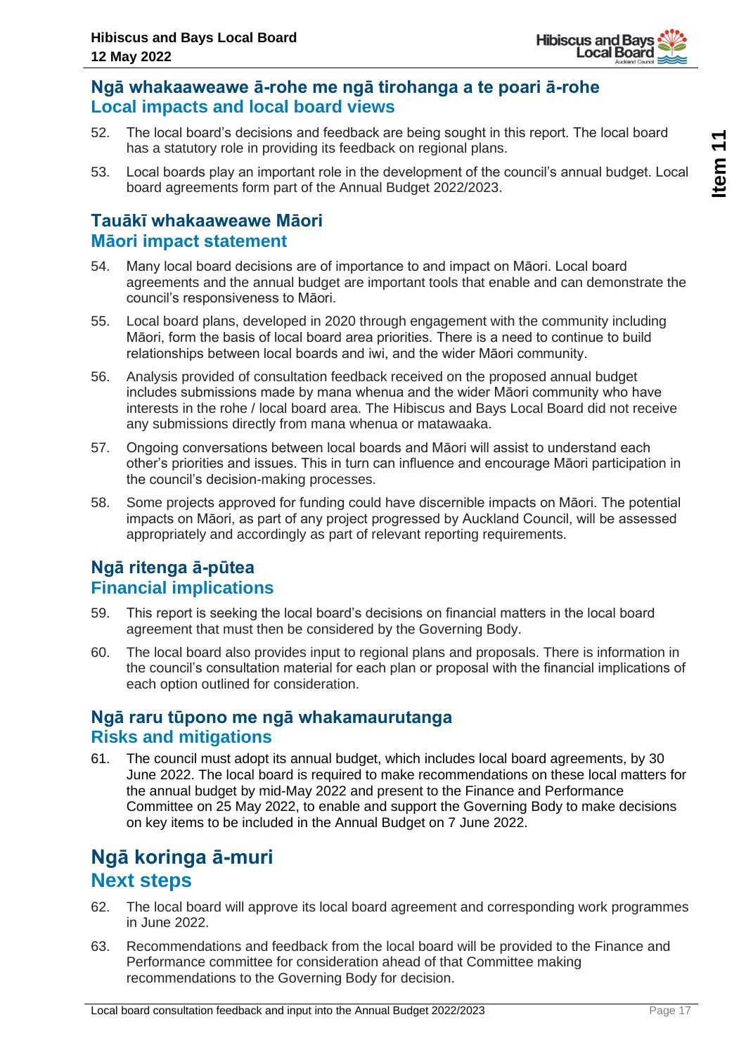## Ngā whakaaweawe ā-rohe me ngā tirohanga a te poari ā-rohe
## Local impacts and local board views

52. The local board's decisions and feedback are being sought in this report. The local board has a statutory role in providing its feedback on regional plans.

53. Local boards play an important role in the development of the council's annual budget. Local board agreements form part of the Annual Budget 2022/2023.

## Tauākī whakaaweawe Māori
## Māori impact statement

54. Many local board decisions are of importance to and impact on Māori. Local board agreements and the annual budget are important tools that enable and can demonstrate the council's responsiveness to Māori.

55. Local board plans, developed in 2020 through engagement with the community including Māori, form the basis of local board area priorities. There is a need to continue to build relationships between local boards and iwi, and the wider Māori community.

56. Analysis provided of consultation feedback received on the proposed annual budget includes submissions made by mana whenua and the wider Māori community who have interests in the rohe / local board area. The Hibiscus and Bays Local Board did not receive any submissions directly from mana whenua or matawaaka.

57. Ongoing conversations between local boards and Māori will assist to understand each other's priorities and issues. This in turn can influence and encourage Māori participation in the council's decision-making processes.

58. Some projects approved for funding could have discernible impacts on Māori. The potential impacts on Māori, as part of any project progressed by Auckland Council, will be assessed appropriately and accordingly as part of relevant reporting requirements.

## Ngā ritenga ā-pūtea
## Financial implications

59. This report is seeking the local board's decisions on financial matters in the local board agreement that must then be considered by the Governing Body.

60. The local board also provides input to regional plans and proposals. There is information in the council's consultation material for each plan or proposal with the financial implications of each option outlined for consideration.

## Ngā raru tūpono me ngā whakamaurutanga
## Risks and mitigations

61. The council must adopt its annual budget, which includes local board agreements, by 30 June 2022. The local board is required to make recommendations on these local matters for the annual budget by mid-May 2022 and present to the Finance and Performance Committee on 25 May 2022, to enable and support the Governing Body to make decisions on key items to be included in the Annual Budget on 7 June 2022.

# Ngā koringa ā-muri
# Next steps

62. The local board will approve its local board agreement and corresponding work programmes in June 2022.

63. Recommendations and feedback from the local board will be provided to the Finance and Performance committee for consideration ahead of that Committee making recommendations to the Governing Body for decision.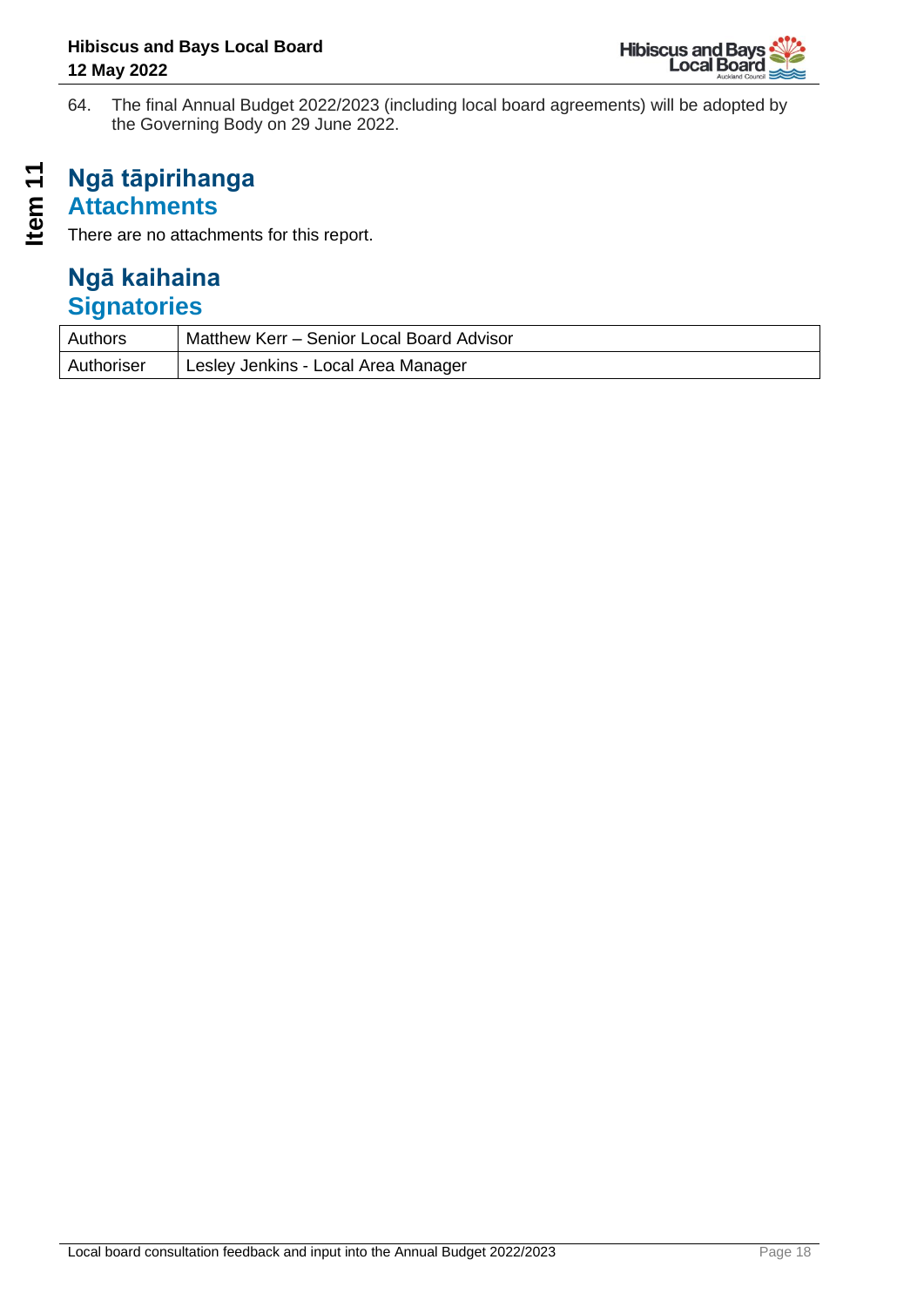64. The final Annual Budget 2022/2023 (including local board agreements) will be adopted by the Governing Body on 29 June 2022.

## Ngā tāpirihanga
## Attachments

There are no attachments for this report.

## Ngā kaihaina
## Signatories

| | |
|---|---|
| Authors | Matthew Kerr – Senior Local Board Advisor |
| Authoriser | Lesley Jenkins - Local Area Manager |